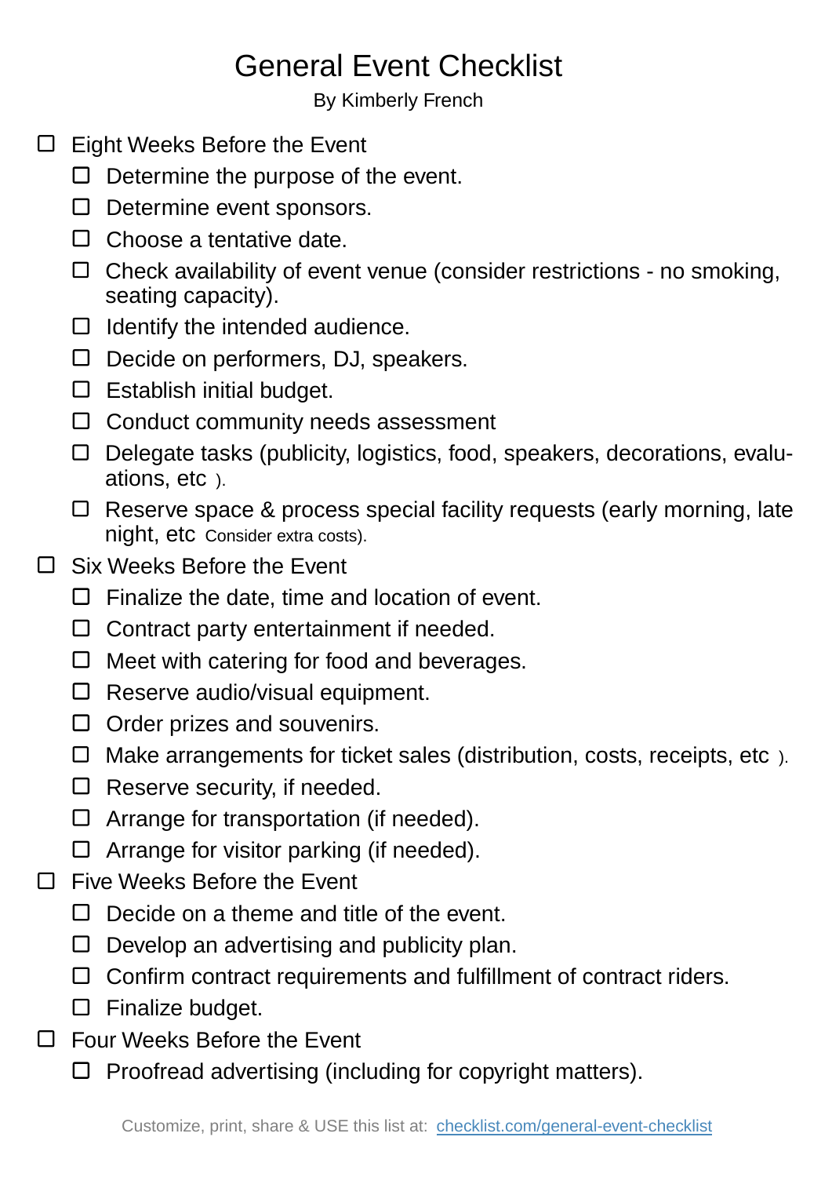# General Event Checklist

By Kimberly French

- [ ] Eight Weeks Before the Event
  - [ ] Determine the purpose of the event.
  - [ ] Determine event sponsors.
  - [ ] Choose a tentative date.
  - [ ] Check availability of event venue (consider restrictions - no smoking, seating capacity).
  - [ ] Identify the intended audience.
  - [ ] Decide on performers, DJ, speakers.
  - [ ] Establish initial budget.
  - [ ] Conduct community needs assessment
  - [ ] Delegate tasks (publicity, logistics, food, speakers, decorations, evaluations, etc ).
  - [ ] Reserve space & process special facility requests (early morning, late night, etc Consider extra costs).
- [ ] Six Weeks Before the Event
  - [ ] Finalize the date, time and location of event.
  - [ ] Contract party entertainment if needed.
  - [ ] Meet with catering for food and beverages.
  - [ ] Reserve audio/visual equipment.
  - [ ] Order prizes and souvenirs.
  - [ ] Make arrangements for ticket sales (distribution, costs, receipts, etc ).
  - [ ] Reserve security, if needed.
  - [ ] Arrange for transportation (if needed).
  - [ ] Arrange for visitor parking (if needed).
- [ ] Five Weeks Before the Event
  - [ ] Decide on a theme and title of the event.
  - [ ] Develop an advertising and publicity plan.
  - [ ] Confirm contract requirements and fulfillment of contract riders.
  - [ ] Finalize budget.
- [ ] Four Weeks Before the Event
  - [ ] Proofread advertising (including for copyright matters).

Customize, print, share & USE this list at: [checklist.com/general-event-checklist](https://checklist.com/general-event-checklist)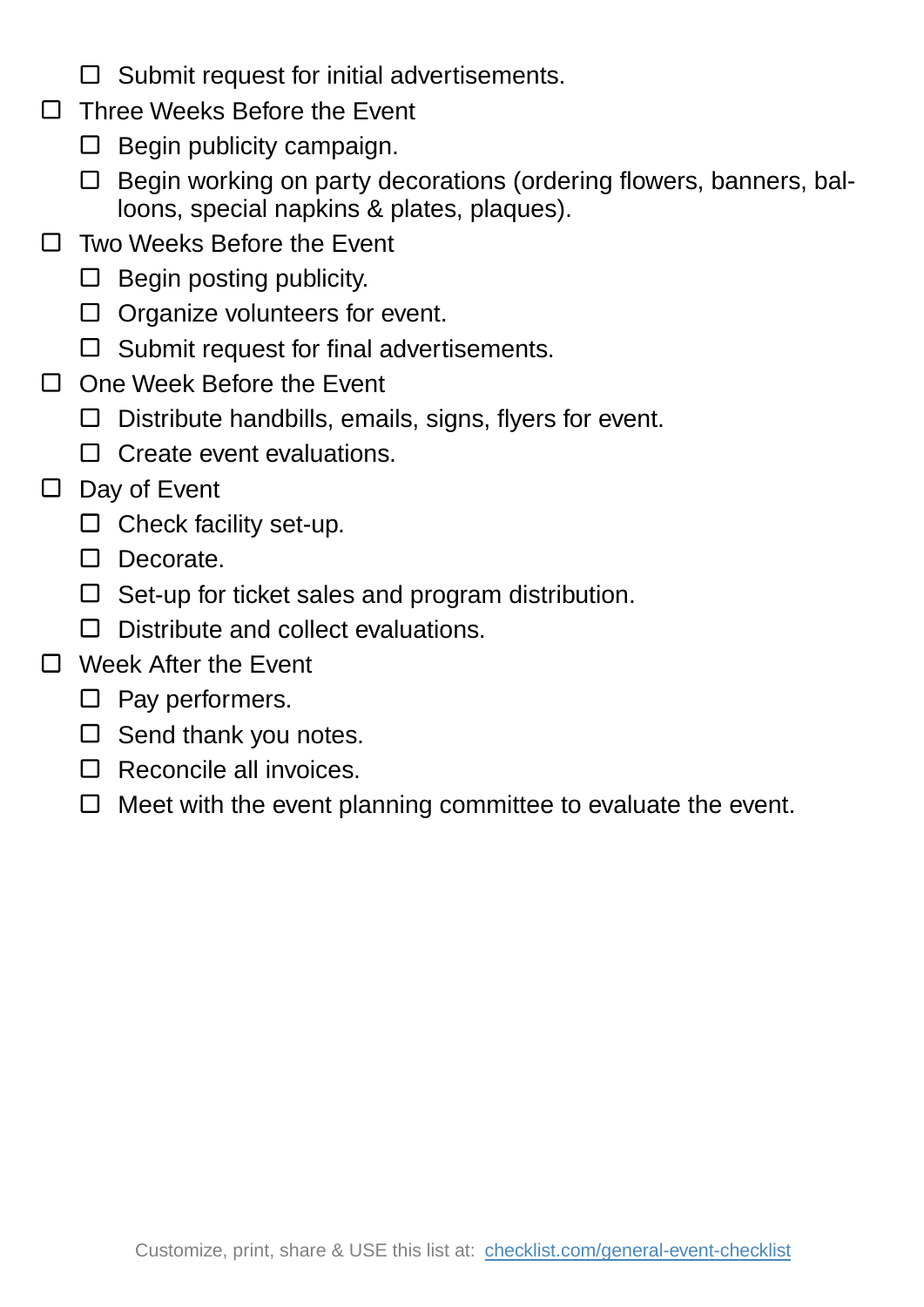- [ ] Submit request for initial advertisements.
- [ ] Three Weeks Before the Event
  - [ ] Begin publicity campaign.
  - [ ] Begin working on party decorations (ordering flowers, banners, balloons, special napkins & plates, plaques).
- [ ] Two Weeks Before the Event
  - [ ] Begin posting publicity.
  - [ ] Organize volunteers for event.
  - [ ] Submit request for final advertisements.
- [ ] One Week Before the Event
  - [ ] Distribute handbills, emails, signs, flyers for event.
  - [ ] Create event evaluations.
- [ ] Day of Event
  - [ ] Check facility set-up.
  - [ ] Decorate.
  - [ ] Set-up for ticket sales and program distribution.
  - [ ] Distribute and collect evaluations.
- [ ] Week After the Event
  - [ ] Pay performers.
  - [ ] Send thank you notes.
  - [ ] Reconcile all invoices.
  - [ ] Meet with the event planning committee to evaluate the event.

Customize, print, share & USE this list at: [checklist.com/general-event-checklist](https://checklist.com/general-event-checklist)